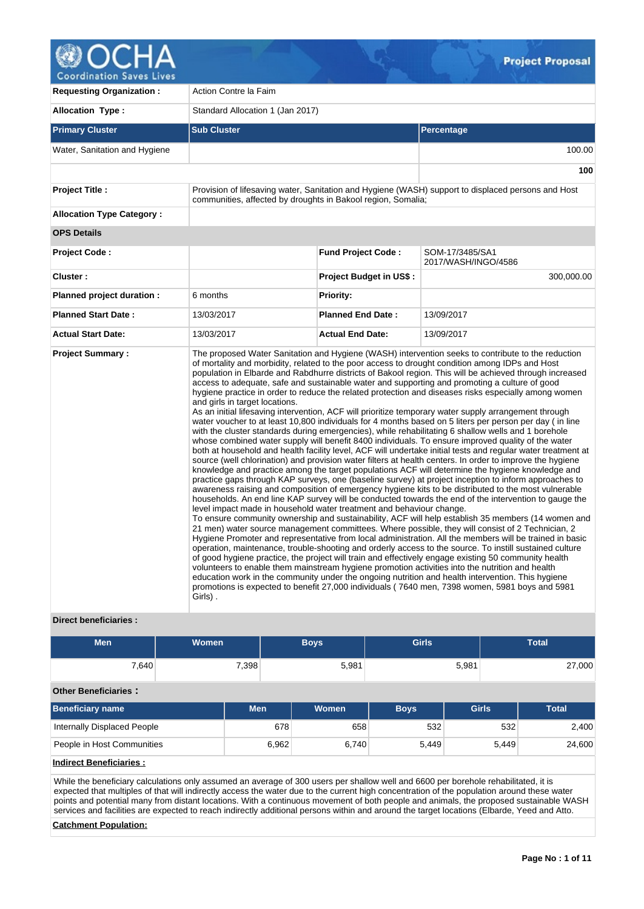# Project Proposal

| | | | |
|---|---|---|---|
| **Requesting Organization :** | Action Contre la Faim | | |
| **Allocation Type :** | Standard Allocation 1 (Jan 2017) | | |
| **Primary Cluster** | **Sub Cluster** | | **Percentage** |
| Water, Sanitation and Hygiene | | | 100.00 |
| | | | **100** |
| **Project Title :** | Provision of lifesaving water, Sanitation and Hygiene (WASH) support to displaced persons and Host communities, affected by droughts in Bakool region, Somalia; | | |
| **Allocation Type Category :** | | | |

**OPS Details**

| | | | |
|---|---|---|---|
| **Project Code :** | | **Fund Project Code :** | SOM-17/3485/SA1 2017/WASH/INGO/4586 |
| **Cluster :** | | **Project Budget in US$ :** | 300,000.00 |
| **Planned project duration :** | 6 months | **Priority:** | |
| **Planned Start Date :** | 13/03/2017 | **Planned End Date :** | 13/09/2017 |
| **Actual Start Date:** | 13/03/2017 | **Actual End Date:** | 13/09/2017 |

**Project Summary :**

The proposed Water Sanitation and Hygiene (WASH) intervention seeks to contribute to the reduction of mortality and morbidity, related to the poor access to drought condition among IDPs and Host population in Elbarde and Rabdhurre districts of Bakool region. This will be achieved through increased access to adequate, safe and sustainable water and supporting and promoting a culture of good hygiene practice in order to reduce the related protection and diseases risks especially among women and girls in target locations.
As an initial lifesaving intervention, ACF will prioritize temporary water supply arrangement through water voucher to at least 10,800 individuals for 4 months based on 5 liters per person per day ( in line with the cluster standards during emergencies), while rehabilitating 6 shallow wells and 1 borehole whose combined water supply will benefit 8400 individuals. To ensure improved quality of the water both at household and health facility level, ACF will undertake initial tests and regular water treatment at source (well chlorination) and provision water filters at health centers. In order to improve the hygiene knowledge and practice among the target populations ACF will determine the hygiene knowledge and practice gaps through KAP surveys, one (baseline survey) at project inception to inform approaches to awareness raising and composition of emergency hygiene kits to be distributed to the most vulnerable households. An end line KAP survey will be conducted towards the end of the intervention to gauge the level impact made in household water treatment and behaviour change.
To ensure community ownership and sustainability, ACF will help establish 35 members (14 women and 21 men) water source management committees. Where possible, they will consist of 2 Technician, 2 Hygiene Promoter and representative from local administration. All the members will be trained in basic operation, maintenance, trouble-shooting and orderly access to the source. To instill sustained culture of good hygiene practice, the project will train and effectively engage existing 50 community health volunteers to enable them mainstream hygiene promotion activities into the nutrition and health education work in the community under the ongoing nutrition and health intervention. This hygiene promotions is expected to benefit 27,000 individuals ( 7640 men, 7398 women, 5981 boys and 5981 Girls) .

**Direct beneficiaries :**

| Men | Women | Boys | Girls | Total |
|---|---|---|---|---|
| 7,640 | 7,398 | 5,981 | 5,981 | 27,000 |

**Other Beneficiaries :**

| Beneficiary name | Men | Women | Boys | Girls | Total |
|---|---|---|---|---|---|
| Internally Displaced People | 678 | 658 | 532 | 532 | 2,400 |
| People in Host Communities | 6,962 | 6,740 | 5,449 | 5,449 | 24,600 |

**Indirect Beneficiaries :**

While the beneficiary calculations only assumed an average of 300 users per shallow well and 6600 per borehole rehabilitated, it is expected that multiples of that will indirectly access the water due to the current high concentration of the population around these water points and potential many from distant locations. With a continuous movement of both people and animals, the proposed sustainable WASH services and facilities are expected to reach indirectly additional persons within and around the target locations (Elbarde, Yeed and Atto.

**Catchment Population:**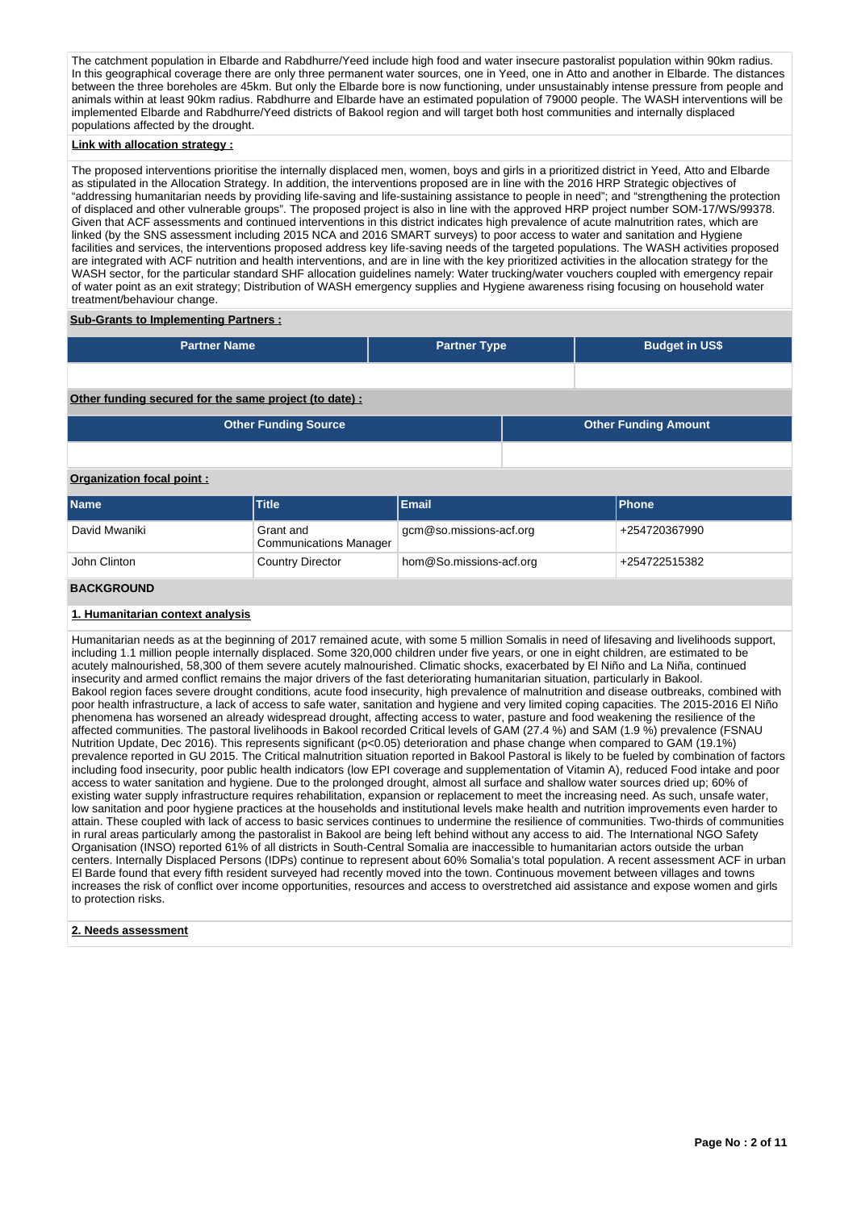The catchment population in Elbarde and Rabdhurre/Yeed include high food and water insecure pastoralist population within 90km radius. In this geographical coverage there are only three permanent water sources, one in Yeed, one in Atto and another in Elbarde. The distances between the three boreholes are 45km. But only the Elbarde bore is now functioning, under unsustainably intense pressure from people and animals within at least 90km radius. Rabdhurre and Elbarde have an estimated population of 79000 people. The WASH interventions will be implemented Elbarde and Rabdhurre/Yeed districts of Bakool region and will target both host communities and internally displaced populations affected by the drought.

**Link with allocation strategy :**

The proposed interventions prioritise the internally displaced men, women, boys and girls in a prioritized district in Yeed, Atto and Elbarde as stipulated in the Allocation Strategy. In addition, the interventions proposed are in line with the 2016 HRP Strategic objectives of "addressing humanitarian needs by providing life-saving and life-sustaining assistance to people in need"; and "strengthening the protection of displaced and other vulnerable groups". The proposed project is also in line with the approved HRP project number SOM-17/WS/99378. Given that ACF assessments and continued interventions in this district indicates high prevalence of acute malnutrition rates, which are linked (by the SNS assessment including 2015 NCA and 2016 SMART surveys) to poor access to water and sanitation and Hygiene facilities and services, the interventions proposed address key life-saving needs of the targeted populations. The WASH activities proposed are integrated with ACF nutrition and health interventions, and are in line with the key prioritized activities in the allocation strategy for the WASH sector, for the particular standard SHF allocation guidelines namely: Water trucking/water vouchers coupled with emergency repair of water point as an exit strategy; Distribution of WASH emergency supplies and Hygiene awareness rising focusing on household water treatment/behaviour change.

**Sub-Grants to Implementing Partners :**

| Partner Name | Partner Type | Budget in US$ |
|---|---|---|
| | | |

**Other funding secured for the same project (to date) :**

| Other Funding Source | Other Funding Amount |
|---|---|
| | |

**Organization focal point :**

| Name | Title | Email | Phone |
|---|---|---|---|
| David Mwaniki | Grant and Communications Manager | gcm@so.missions-acf.org | +254720367990 |
| John Clinton | Country Director | hom@So.missions-acf.org | +254722515382 |

## BACKGROUND

### 1. Humanitarian context analysis

Humanitarian needs as at the beginning of 2017 remained acute, with some 5 million Somalis in need of lifesaving and livelihoods support, including 1.1 million people internally displaced. Some 320,000 children under five years, or one in eight children, are estimated to be acutely malnourished, 58,300 of them severe acutely malnourished. Climatic shocks, exacerbated by El Niño and La Niña, continued insecurity and armed conflict remains the major drivers of the fast deteriorating humanitarian situation, particularly in Bakool.
Bakool region faces severe drought conditions, acute food insecurity, high prevalence of malnutrition and disease outbreaks, combined with poor health infrastructure, a lack of access to safe water, sanitation and hygiene and very limited coping capacities. The 2015-2016 El Niño phenomena has worsened an already widespread drought, affecting access to water, pasture and food weakening the resilience of the affected communities. The pastoral livelihoods in Bakool recorded Critical levels of GAM (27.4 %) and SAM (1.9 %) prevalence (FSNAU Nutrition Update, Dec 2016). This represents significant ($p<0.05$) deterioration and phase change when compared to GAM (19.1%) prevalence reported in GU 2015. The Critical malnutrition situation reported in Bakool Pastoral is likely to be fueled by combination of factors including food insecurity, poor public health indicators (low EPI coverage and supplementation of Vitamin A), reduced Food intake and poor access to water sanitation and hygiene. Due to the prolonged drought, almost all surface and shallow water sources dried up; 60% of existing water supply infrastructure requires rehabilitation, expansion or replacement to meet the increasing need. As such, unsafe water, low sanitation and poor hygiene practices at the households and institutional levels make health and nutrition improvements even harder to attain. These coupled with lack of access to basic services continues to undermine the resilience of communities. Two-thirds of communities in rural areas particularly among the pastoralist in Bakool are being left behind without any access to aid. The International NGO Safety Organisation (INSO) reported 61% of all districts in South-Central Somalia are inaccessible to humanitarian actors outside the urban centers. Internally Displaced Persons (IDPs) continue to represent about 60% Somalia's total population. A recent assessment ACF in urban El Barde found that every fifth resident surveyed had recently moved into the town. Continuous movement between villages and towns increases the risk of conflict over income opportunities, resources and access to overstretched aid assistance and expose women and girls to protection risks.

### 2. Needs assessment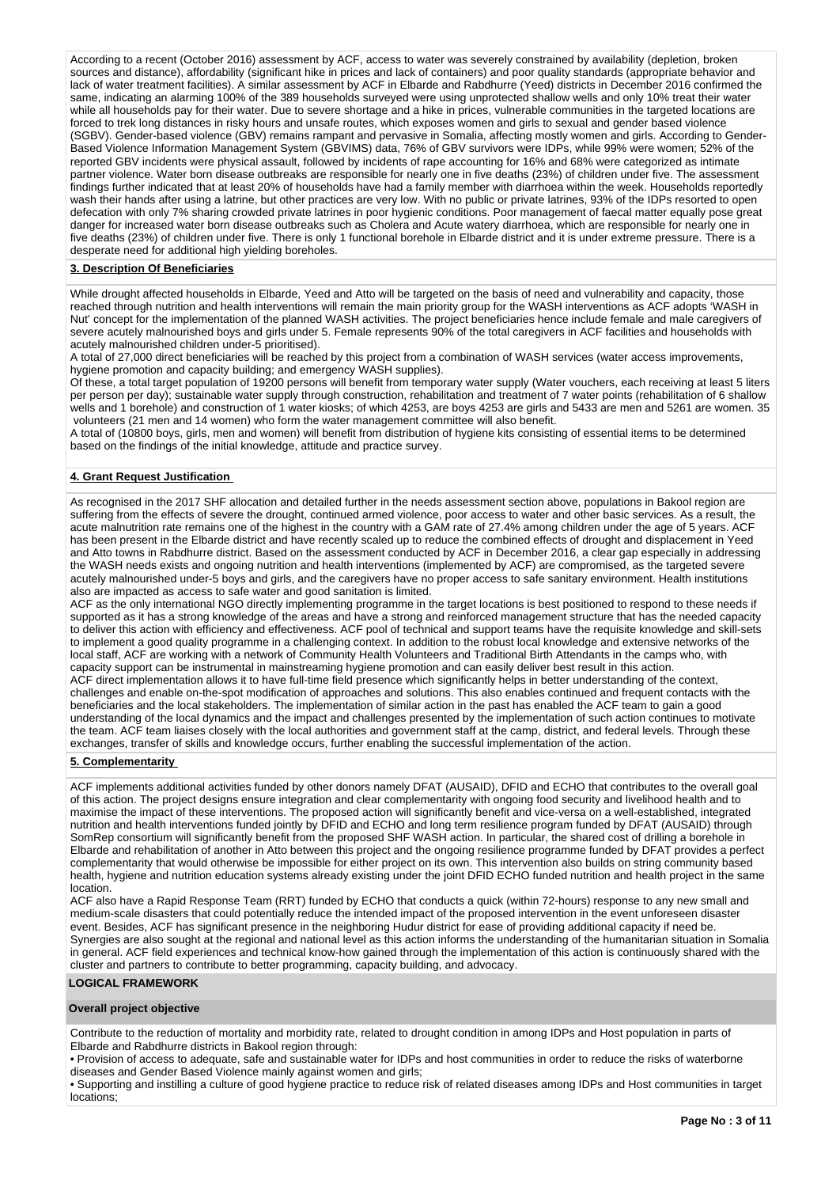According to a recent (October 2016) assessment by ACF, access to water was severely constrained by availability (depletion, broken sources and distance), affordability (significant hike in prices and lack of containers) and poor quality standards (appropriate behavior and lack of water treatment facilities). A similar assessment by ACF in Elbarde and Rabdhurre (Yeed) districts in December 2016 confirmed the same, indicating an alarming 100% of the 389 households surveyed were using unprotected shallow wells and only 10% treat their water while all households pay for their water. Due to severe shortage and a hike in prices, vulnerable communities in the targeted locations are forced to trek long distances in risky hours and unsafe routes, which exposes women and girls to sexual and gender based violence (SGBV). Gender-based violence (GBV) remains rampant and pervasive in Somalia, affecting mostly women and girls. According to Gender-Based Violence Information Management System (GBVIMS) data, 76% of GBV survivors were IDPs, while 99% were women; 52% of the reported GBV incidents were physical assault, followed by incidents of rape accounting for 16% and 68% were categorized as intimate partner violence. Water born disease outbreaks are responsible for nearly one in five deaths (23%) of children under five. The assessment findings further indicated that at least 20% of households have had a family member with diarrhoea within the week. Households reportedly wash their hands after using a latrine, but other practices are very low. With no public or private latrines, 93% of the IDPs resorted to open defecation with only 7% sharing crowded private latrines in poor hygienic conditions. Poor management of faecal matter equally pose great danger for increased water born disease outbreaks such as Cholera and Acute watery diarrhoea, which are responsible for nearly one in five deaths (23%) of children under five. There is only 1 functional borehole in Elbarde district and it is under extreme pressure. There is a desperate need for additional high yielding boreholes.

**3. Description Of Beneficiaries**

While drought affected households in Elbarde, Yeed and Atto will be targeted on the basis of need and vulnerability and capacity, those reached through nutrition and health interventions will remain the main priority group for the WASH interventions as ACF adopts 'WASH in Nut' concept for the implementation of the planned WASH activities. The project beneficiaries hence include female and male caregivers of severe acutely malnourished boys and girls under 5. Female represents 90% of the total caregivers in ACF facilities and households with acutely malnourished children under-5 prioritised).

A total of 27,000 direct beneficiaries will be reached by this project from a combination of WASH services (water access improvements, hygiene promotion and capacity building; and emergency WASH supplies).

Of these, a total target population of 19200 persons will benefit from temporary water supply (Water vouchers, each receiving at least 5 liters per person per day); sustainable water supply through construction, rehabilitation and treatment of 7 water points (rehabilitation of 6 shallow wells and 1 borehole) and construction of 1 water kiosks; of which 4253, are boys 4253 are girls and 5433 are men and 5261 are women. 35 volunteers (21 men and 14 women) who form the water management committee will also benefit.

A total of (10800 boys, girls, men and women) will benefit from distribution of hygiene kits consisting of essential items to be determined based on the findings of the initial knowledge, attitude and practice survey.

**4. Grant Request Justification**

As recognised in the 2017 SHF allocation and detailed further in the needs assessment section above, populations in Bakool region are suffering from the effects of severe the drought, continued armed violence, poor access to water and other basic services. As a result, the acute malnutrition rate remains one of the highest in the country with a GAM rate of 27.4% among children under the age of 5 years. ACF has been present in the Elbarde district and have recently scaled up to reduce the combined effects of drought and displacement in Yeed and Atto towns in Rabdhurre district. Based on the assessment conducted by ACF in December 2016, a clear gap especially in addressing the WASH needs exists and ongoing nutrition and health interventions (implemented by ACF) are compromised, as the targeted severe acutely malnourished under-5 boys and girls, and the caregivers have no proper access to safe sanitary environment. Health institutions also are impacted as access to safe water and good sanitation is limited.

ACF as the only international NGO directly implementing programme in the target locations is best positioned to respond to these needs if supported as it has a strong knowledge of the areas and have a strong and reinforced management structure that has the needed capacity to deliver this action with efficiency and effectiveness. ACF pool of technical and support teams have the requisite knowledge and skill-sets to implement a good quality programme in a challenging context. In addition to the robust local knowledge and extensive networks of the local staff, ACF are working with a network of Community Health Volunteers and Traditional Birth Attendants in the camps who, with capacity support can be instrumental in mainstreaming hygiene promotion and can easily deliver best result in this action.

ACF direct implementation allows it to have full-time field presence which significantly helps in better understanding of the context, challenges and enable on-the-spot modification of approaches and solutions. This also enables continued and frequent contacts with the beneficiaries and the local stakeholders. The implementation of similar action in the past has enabled the ACF team to gain a good understanding of the local dynamics and the impact and challenges presented by the implementation of such action continues to motivate the team. ACF team liaises closely with the local authorities and government staff at the camp, district, and federal levels. Through these exchanges, transfer of skills and knowledge occurs, further enabling the successful implementation of the action.

**5. Complementarity**

ACF implements additional activities funded by other donors namely DFAT (AUSAID), DFID and ECHO that contributes to the overall goal of this action. The project designs ensure integration and clear complementarity with ongoing food security and livelihood health and to maximise the impact of these interventions. The proposed action will significantly benefit and vice-versa on a well-established, integrated nutrition and health interventions funded jointly by DFID and ECHO and long term resilience program funded by DFAT (AUSAID) through SomRep consortium will significantly benefit from the proposed SHF WASH action. In particular, the shared cost of drilling a borehole in Elbarde and rehabilitation of another in Atto between this project and the ongoing resilience programme funded by DFAT provides a perfect complementarity that would otherwise be impossible for either project on its own. This intervention also builds on string community based health, hygiene and nutrition education systems already existing under the joint DFID ECHO funded nutrition and health project in the same location.

ACF also have a Rapid Response Team (RRT) funded by ECHO that conducts a quick (within 72-hours) response to any new small and medium-scale disasters that could potentially reduce the intended impact of the proposed intervention in the event unforeseen disaster event. Besides, ACF has significant presence in the neighboring Hudur district for ease of providing additional capacity if need be. Synergies are also sought at the regional and national level as this action informs the understanding of the humanitarian situation in Somalia in general. ACF field experiences and technical know-how gained through the implementation of this action is continuously shared with the cluster and partners to contribute to better programming, capacity building, and advocacy.

**LOGICAL FRAMEWORK**

**Overall project objective**

Contribute to the reduction of mortality and morbidity rate, related to drought condition in among IDPs and Host population in parts of Elbarde and Rabdhurre districts in Bakool region through:

• Provision of access to adequate, safe and sustainable water for IDPs and host communities in order to reduce the risks of waterborne diseases and Gender Based Violence mainly against women and girls;

• Supporting and instilling a culture of good hygiene practice to reduce risk of related diseases among IDPs and Host communities in target locations;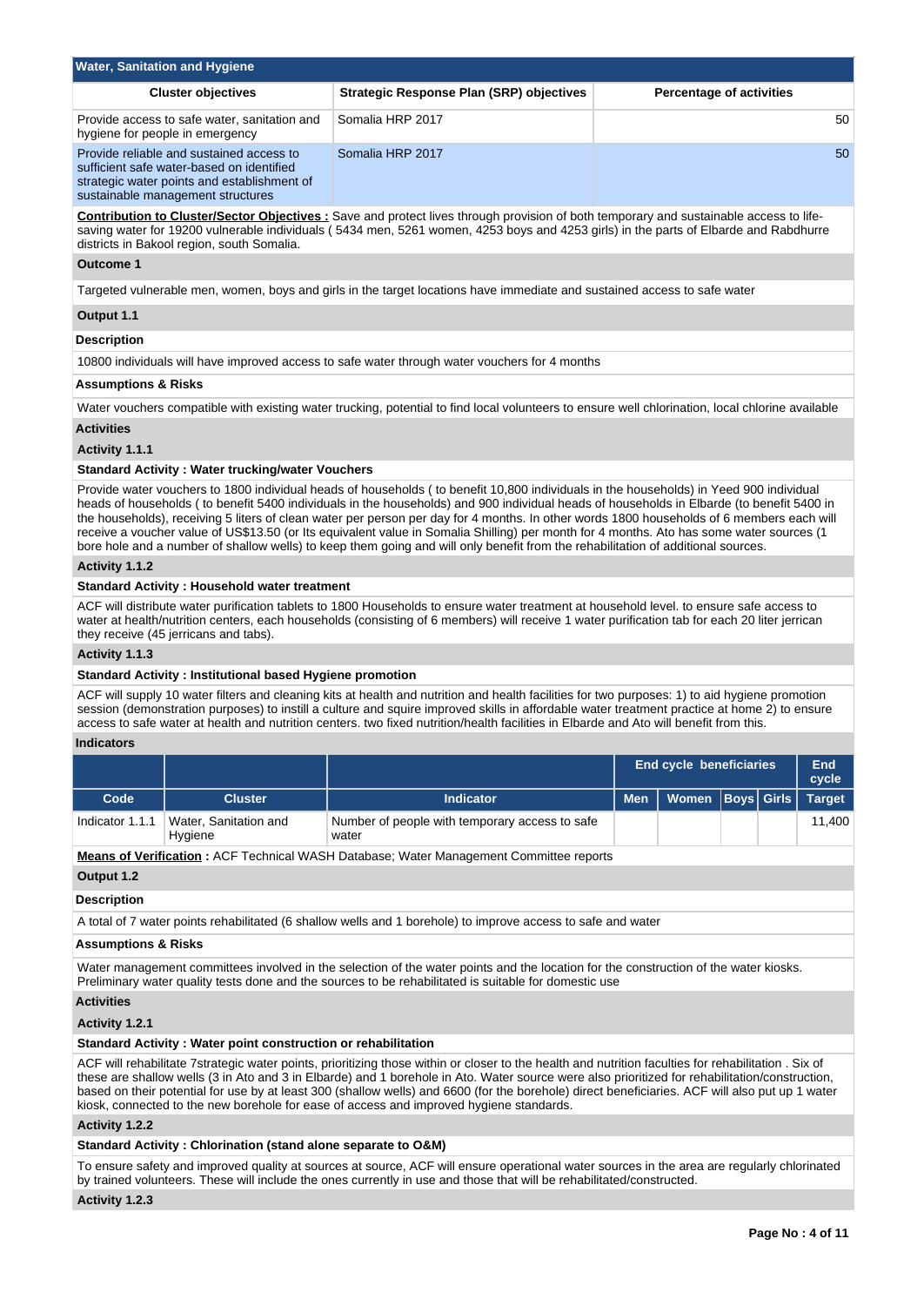## Water, Sanitation and Hygiene

| Cluster objectives | Strategic Response Plan (SRP) objectives | Percentage of activities |
|---|---|---|
| Provide access to safe water, sanitation and hygiene for people in emergency | Somalia HRP 2017 | 50 |
| Provide reliable and sustained access to sufficient safe water-based on identified strategic water points and establishment of sustainable management structures | Somalia HRP 2017 | 50 |

**Contribution to Cluster/Sector Objectives :** Save and protect lives through provision of both temporary and sustainable access to life-saving water for 19200 vulnerable individuals ( 5434 men, 5261 women, 4253 boys and 4253 girls) in the parts of Elbarde and Rabdhurre districts in Bakool region, south Somalia.

**Outcome 1**

Targeted vulnerable men, women, boys and girls in the target locations have immediate and sustained access to safe water

**Output 1.1**

**Description**

10800 individuals will have improved access to safe water through water vouchers for 4 months

**Assumptions & Risks**

Water vouchers compatible with existing water trucking, potential to find local volunteers to ensure well chlorination, local chlorine available

**Activities**

**Activity 1.1.1**

**Standard Activity : Water trucking/water Vouchers**

Provide water vouchers to 1800 individual heads of households ( to benefit 10,800 individuals in the households) in Yeed 900 individual heads of households ( to benefit 5400 individuals in the households) and 900 individual heads of households in Elbarde (to benefit 5400 in the households), receiving 5 liters of clean water per person per day for 4 months. In other words 1800 households of 6 members each will receive a voucher value of US$13.50 (or Its equivalent value in Somalia Shilling) per month for 4 months. Ato has some water sources (1 bore hole and a number of shallow wells) to keep them going and will only benefit from the rehabilitation of additional sources.

**Activity 1.1.2**

**Standard Activity : Household water treatment**

ACF will distribute water purification tablets to 1800 Households to ensure water treatment at household level. to ensure safe access to water at health/nutrition centers, each households (consisting of 6 members) will receive 1 water purification tab for each 20 liter jerrican they receive (45 jerricans and tabs).

**Activity 1.1.3**

**Standard Activity : Institutional based Hygiene promotion**

ACF will supply 10 water filters and cleaning kits at health and nutrition and health facilities for two purposes: 1) to aid hygiene promotion session (demonstration purposes) to instill a culture and squire improved skills in affordable water treatment practice at home 2) to ensure access to safe water at health and nutrition centers. two fixed nutrition/health facilities in Elbarde and Ato will benefit from this.

**Indicators**

| | | | End cycle beneficiaries | | | | End cycle |
|---|---|---|---|---|---|---|---|
| **Code** | **Cluster** | **Indicator** | **Men** | **Women** | **Boys** | **Girls** | **Target** |
| Indicator 1.1.1 | Water, Sanitation and Hygiene | Number of people with temporary access to safe water | | | | | 11,400 |

**Means of Verification :** ACF Technical WASH Database; Water Management Committee reports

**Output 1.2**

**Description**

A total of 7 water points rehabilitated (6 shallow wells and 1 borehole) to improve access to safe and water

**Assumptions & Risks**

Water management committees involved in the selection of the water points and the location for the construction of the water kiosks. Preliminary water quality tests done and the sources to be rehabilitated is suitable for domestic use

**Activities**

**Activity 1.2.1**

**Standard Activity : Water point construction or rehabilitation**

ACF will rehabilitate 7strategic water points, prioritizing those within or closer to the health and nutrition faculties for rehabilitation . Six of these are shallow wells (3 in Ato and 3 in Elbarde) and 1 borehole in Ato. Water source were also prioritized for rehabilitation/construction, based on their potential for use by at least 300 (shallow wells) and 6600 (for the borehole) direct beneficiaries. ACF will also put up 1 water kiosk, connected to the new borehole for ease of access and improved hygiene standards.

**Activity 1.2.2**

**Standard Activity : Chlorination (stand alone separate to O&M)**

To ensure safety and improved quality at sources at source, ACF will ensure operational water sources in the area are regularly chlorinated by trained volunteers. These will include the ones currently in use and those that will be rehabilitated/constructed.

**Activity 1.2.3**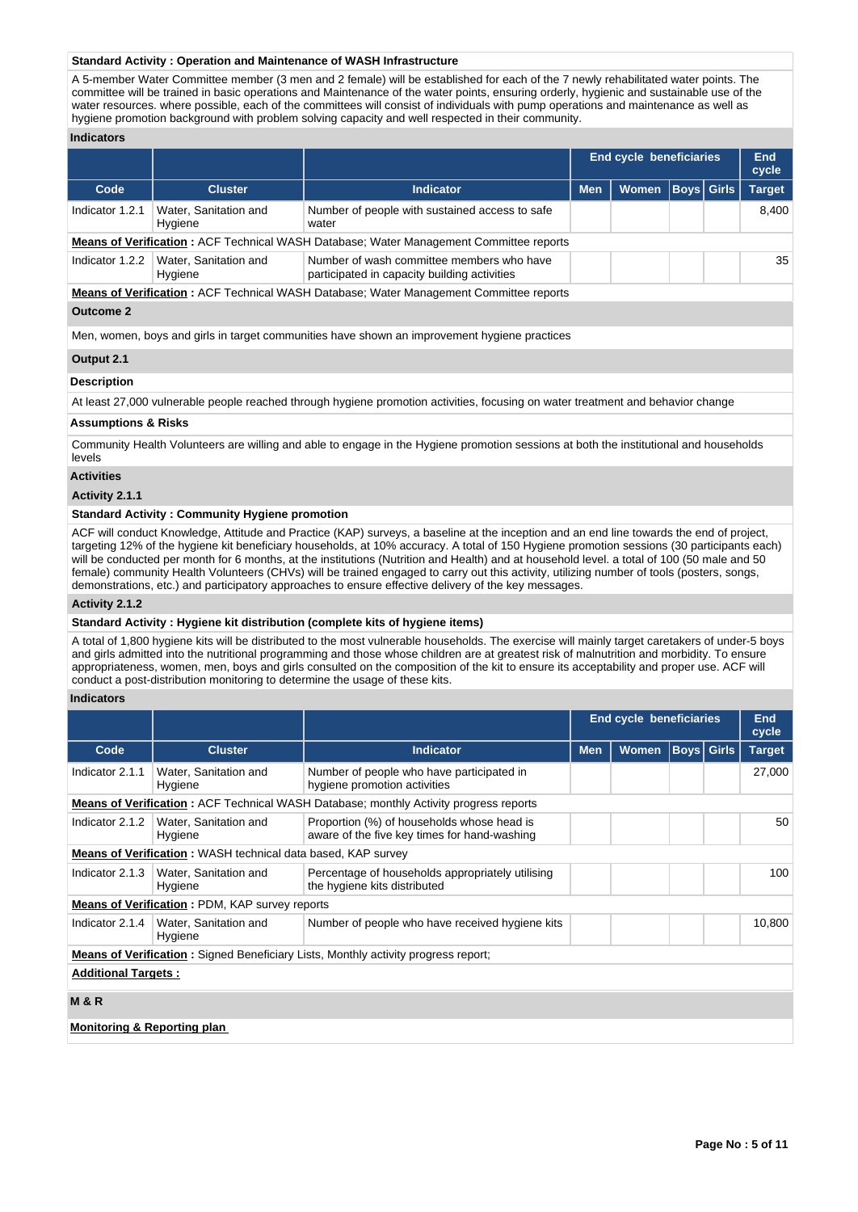**Standard Activity : Operation and Maintenance of WASH Infrastructure**

A 5-member Water Committee member (3 men and 2 female) will be established for each of the 7 newly rehabilitated water points. The committee will be trained in basic operations and Maintenance of the water points, ensuring orderly, hygienic and sustainable use of the water resources. where possible, each of the committees will consist of individuals with pump operations and maintenance as well as hygiene promotion background with problem solving capacity and well respected in their community.

**Indicators**

| | | | End cycle beneficiaries | | | | End cycle |
|---|---|---|---|---|---|---|---|
| **Code** | **Cluster** | **Indicator** | **Men** | **Women** | **Boys** | **Girls** | **Target** |
| Indicator 1.2.1 | Water, Sanitation and Hygiene | Number of people with sustained access to safe water | | | | | 8,400 |
| **Means of Verification :** ACF Technical WASH Database; Water Management Committee reports | | | | | | | |
| Indicator 1.2.2 | Water, Sanitation and Hygiene | Number of wash committee members who have participated in capacity building activities | | | | | 35 |
| **Means of Verification :** ACF Technical WASH Database; Water Management Committee reports | | | | | | | |

**Outcome 2**

Men, women, boys and girls in target communities have shown an improvement hygiene practices

**Output 2.1**

**Description**

At least 27,000 vulnerable people reached through hygiene promotion activities, focusing on water treatment and behavior change

**Assumptions & Risks**

Community Health Volunteers are willing and able to engage in the Hygiene promotion sessions at both the institutional and households levels

**Activities**

**Activity 2.1.1**

**Standard Activity : Community Hygiene promotion**

ACF will conduct Knowledge, Attitude and Practice (KAP) surveys, a baseline at the inception and an end line towards the end of project, targeting 12% of the hygiene kit beneficiary households, at 10% accuracy. A total of 150 Hygiene promotion sessions (30 participants each) will be conducted per month for 6 months, at the institutions (Nutrition and Health) and at household level. a total of 100 (50 male and 50 female) community Health Volunteers (CHVs) will be trained engaged to carry out this activity, utilizing number of tools (posters, songs, demonstrations, etc.) and participatory approaches to ensure effective delivery of the key messages.

**Activity 2.1.2**

**Standard Activity : Hygiene kit distribution (complete kits of hygiene items)**

A total of 1,800 hygiene kits will be distributed to the most vulnerable households. The exercise will mainly target caretakers of under-5 boys and girls admitted into the nutritional programming and those whose children are at greatest risk of malnutrition and morbidity. To ensure appropriateness, women, men, boys and girls consulted on the composition of the kit to ensure its acceptability and proper use. ACF will conduct a post-distribution monitoring to determine the usage of these kits.

**Indicators**

| | | | End cycle beneficiaries | | | | End cycle |
|---|---|---|---|---|---|---|---|
| **Code** | **Cluster** | **Indicator** | **Men** | **Women** | **Boys** | **Girls** | **Target** |
| Indicator 2.1.1 | Water, Sanitation and Hygiene | Number of people who have participated in hygiene promotion activities | | | | | 27,000 |
| **Means of Verification :** ACF Technical WASH Database; monthly Activity progress reports | | | | | | | |
| Indicator 2.1.2 | Water, Sanitation and Hygiene | Proportion (%) of households whose head is aware of the five key times for hand-washing | | | | | 50 |
| **Means of Verification :** WASH technical data based, KAP survey | | | | | | | |
| Indicator 2.1.3 | Water, Sanitation and Hygiene | Percentage of households appropriately utilising the hygiene kits distributed | | | | | 100 |
| **Means of Verification :** PDM, KAP survey reports | | | | | | | |
| Indicator 2.1.4 | Water, Sanitation and Hygiene | Number of people who have received hygiene kits | | | | | 10,800 |
| **Means of Verification :** Signed Beneficiary Lists, Monthly activity progress report; | | | | | | | |

**Additional Targets :**

**M & R**

**Monitoring & Reporting plan**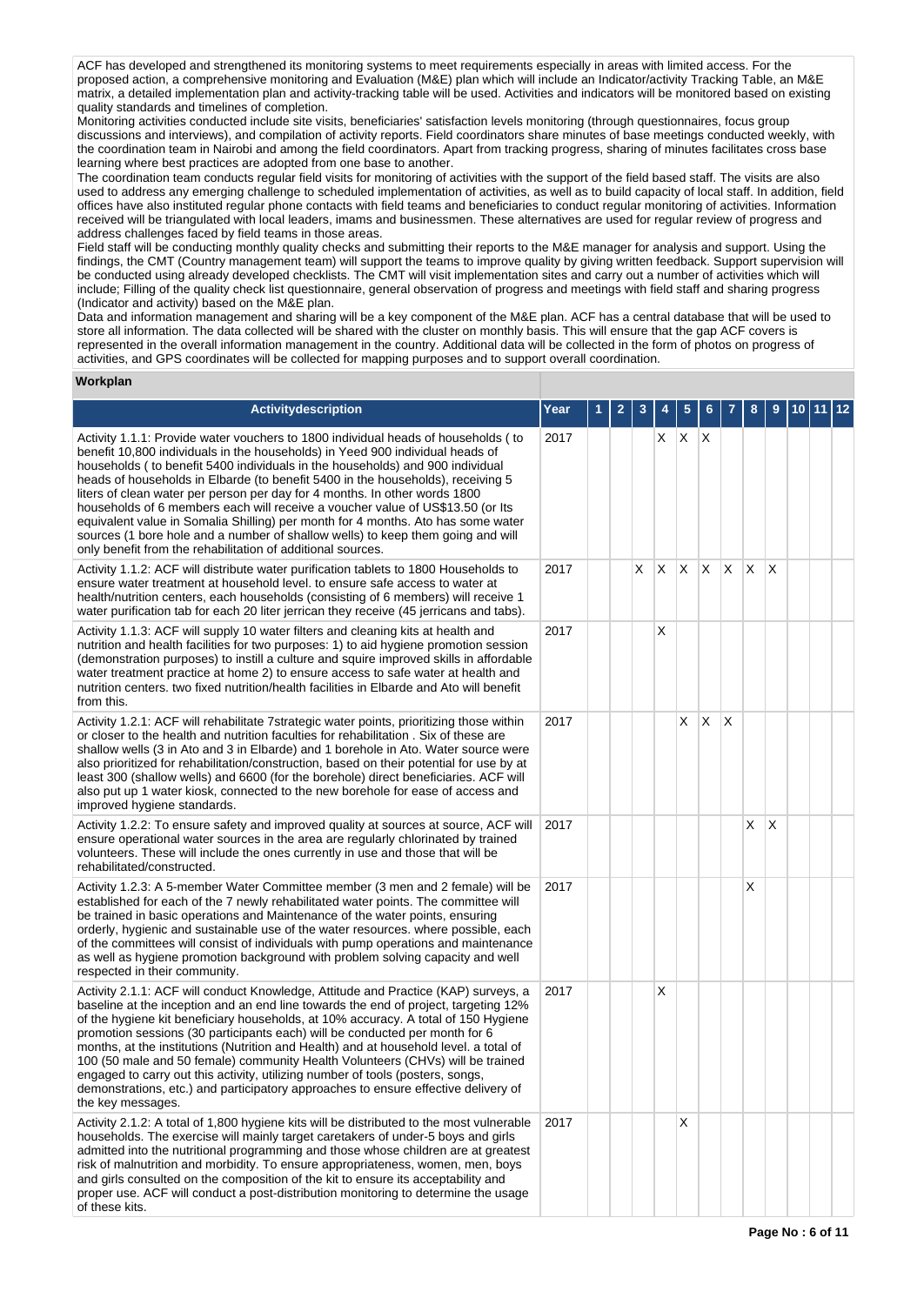ACF has developed and strengthened its monitoring systems to meet requirements especially in areas with limited access. For the proposed action, a comprehensive monitoring and Evaluation (M&E) plan which will include an Indicator/activity Tracking Table, an M&E matrix, a detailed implementation plan and activity-tracking table will be used. Activities and indicators will be monitored based on existing quality standards and timelines of completion.

Monitoring activities conducted include site visits, beneficiaries' satisfaction levels monitoring (through questionnaires, focus group discussions and interviews), and compilation of activity reports. Field coordinators share minutes of base meetings conducted weekly, with the coordination team in Nairobi and among the field coordinators. Apart from tracking progress, sharing of minutes facilitates cross base learning where best practices are adopted from one base to another.

The coordination team conducts regular field visits for monitoring of activities with the support of the field based staff. The visits are also used to address any emerging challenge to scheduled implementation of activities, as well as to build capacity of local staff. In addition, field offices have also instituted regular phone contacts with field teams and beneficiaries to conduct regular monitoring of activities. Information received will be triangulated with local leaders, imams and businessmen. These alternatives are used for regular review of progress and address challenges faced by field teams in those areas.

Field staff will be conducting monthly quality checks and submitting their reports to the M&E manager for analysis and support. Using the findings, the CMT (Country management team) will support the teams to improve quality by giving written feedback. Support supervision will be conducted using already developed checklists. The CMT will visit implementation sites and carry out a number of activities which will include; Filling of the quality check list questionnaire, general observation of progress and meetings with field staff and sharing progress (Indicator and activity) based on the M&E plan.

Data and information management and sharing will be a key component of the M&E plan. ACF has a central database that will be used to store all information. The data collected will be shared with the cluster on monthly basis. This will ensure that the gap ACF covers is represented in the overall information management in the country. Additional data will be collected in the form of photos on progress of activities, and GPS coordinates will be collected for mapping purposes and to support overall coordination.

**Workplan**

| Activitydescription | Year | 1 | 2 | 3 | 4 | 5 | 6 | 7 | 8 | 9 | 10 | 11 | 12 |
|---|---|---|---|---|---|---|---|---|---|---|---|---|---|
| Activity 1.1.1: Provide water vouchers to 1800 individual heads of households ( to benefit 10,800 individuals in the households) in Yeed 900 individual heads of households ( to benefit 5400 individuals in the households) and 900 individual heads of households in Elbarde (to benefit 5400 in the households), receiving 5 liters of clean water per person per day for 4 months. In other words 1800 households of 6 members each will receive a voucher value of US$13.50 (or Its equivalent value in Somalia Shilling) per month for 4 months. Ato has some water sources (1 bore hole and a number of shallow wells) to keep them going and will only benefit from the rehabilitation of additional sources. | 2017 | | | | X | X | X | | | | | | |
| Activity 1.1.2: ACF will distribute water purification tablets to 1800 Households to ensure water treatment at household level. to ensure safe access to water at health/nutrition centers, each households (consisting of 6 members) will receive 1 water purification tab for each 20 liter jerrican they receive (45 jerricans and tabs). | 2017 | | | X | X | X | X | X | X | X | | | |
| Activity 1.1.3: ACF will supply 10 water filters and cleaning kits at health and nutrition and health facilities for two purposes: 1) to aid hygiene promotion session (demonstration purposes) to instill a culture and squire improved skills in affordable water treatment practice at home 2) to ensure access to safe water at health and nutrition centers. two fixed nutrition/health facilities in Elbarde and Ato will benefit from this. | 2017 | | | | X | | | | | | | | |
| Activity 1.2.1: ACF will rehabilitate 7strategic water points, prioritizing those within or closer to the health and nutrition faculties for rehabilitation . Six of these are shallow wells (3 in Ato and 3 in Elbarde) and 1 borehole in Ato. Water source were also prioritized for rehabilitation/construction, based on their potential for use by at least 300 (shallow wells) and 6600 (for the borehole) direct beneficiaries. ACF will also put up 1 water kiosk, connected to the new borehole for ease of access and improved hygiene standards. | 2017 | | | | | X | X | X | | | | | |
| Activity 1.2.2: To ensure safety and improved quality at sources at source, ACF will ensure operational water sources in the area are regularly chlorinated by trained volunteers. These will include the ones currently in use and those that will be rehabilitated/constructed. | 2017 | | | | | | | | X | X | | | |
| Activity 1.2.3: A 5-member Water Committee member (3 men and 2 female) will be established for each of the 7 newly rehabilitated water points. The committee will be trained in basic operations and Maintenance of the water points, ensuring orderly, hygienic and sustainable use of the water resources. where possible, each of the committees will consist of individuals with pump operations and maintenance as well as hygiene promotion background with problem solving capacity and well respected in their community. | 2017 | | | | | | | | X | | | | |
| Activity 2.1.1: ACF will conduct Knowledge, Attitude and Practice (KAP) surveys, a baseline at the inception and an end line towards the end of project, targeting 12% of the hygiene kit beneficiary households, at 10% accuracy. A total of 150 Hygiene promotion sessions (30 participants each) will be conducted per month for 6 months, at the institutions (Nutrition and Health) and at household level. a total of 100 (50 male and 50 female) community Health Volunteers (CHVs) will be trained engaged to carry out this activity, utilizing number of tools (posters, songs, demonstrations, etc.) and participatory approaches to ensure effective delivery of the key messages. | 2017 | | | | X | | | | | | | | |
| Activity 2.1.2: A total of 1,800 hygiene kits will be distributed to the most vulnerable households. The exercise will mainly target caretakers of under-5 boys and girls admitted into the nutritional programming and those whose children are at greatest risk of malnutrition and morbidity. To ensure appropriateness, women, men, boys and girls consulted on the composition of the kit to ensure its acceptability and proper use. ACF will conduct a post-distribution monitoring to determine the usage of these kits. | 2017 | | | | | X | | | | | | | |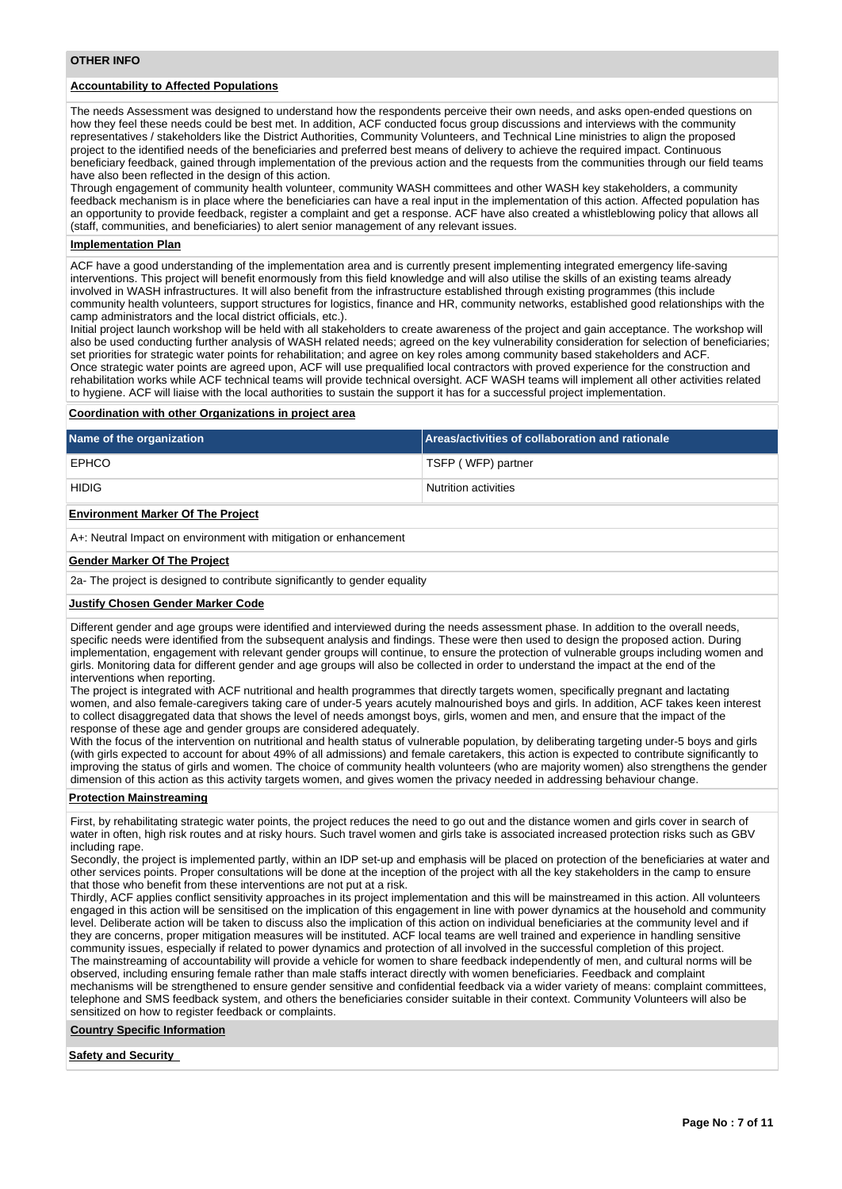## OTHER INFO

**Accountability to Affected Populations**

The needs Assessment was designed to understand how the respondents perceive their own needs, and asks open-ended questions on how they feel these needs could be best met. In addition, ACF conducted focus group discussions and interviews with the community representatives / stakeholders like the District Authorities, Community Volunteers, and Technical Line ministries to align the proposed project to the identified needs of the beneficiaries and preferred best means of delivery to achieve the required impact. Continuous beneficiary feedback, gained through implementation of the previous action and the requests from the communities through our field teams have also been reflected in the design of this action.
Through engagement of community health volunteer, community WASH committees and other WASH key stakeholders, a community feedback mechanism is in place where the beneficiaries can have a real input in the implementation of this action. Affected population has an opportunity to provide feedback, register a complaint and get a response. ACF have also created a whistleblowing policy that allows all (staff, communities, and beneficiaries) to alert senior management of any relevant issues.

**Implementation Plan**

ACF have a good understanding of the implementation area and is currently present implementing integrated emergency life-saving interventions. This project will benefit enormously from this field knowledge and will also utilise the skills of an existing teams already involved in WASH infrastructures. It will also benefit from the infrastructure established through existing programmes (this include community health volunteers, support structures for logistics, finance and HR, community networks, established good relationships with the camp administrators and the local district officials, etc.).
Initial project launch workshop will be held with all stakeholders to create awareness of the project and gain acceptance. The workshop will also be used conducting further analysis of WASH related needs; agreed on the key vulnerability consideration for selection of beneficiaries; set priorities for strategic water points for rehabilitation; and agree on key roles among community based stakeholders and ACF.
Once strategic water points are agreed upon, ACF will use prequalified local contractors with proved experience for the construction and rehabilitation works while ACF technical teams will provide technical oversight. ACF WASH teams will implement all other activities related to hygiene. ACF will liaise with the local authorities to sustain the support it has for a successful project implementation.

**Coordination with other Organizations in project area**

| Name of the organization | Areas/activities of collaboration and rationale |
|---|---|
| EPHCO | TSFP ( WFP) partner |
| HIDIG | Nutrition activities |

**Environment Marker Of The Project**

A+: Neutral Impact on environment with mitigation or enhancement

**Gender Marker Of The Project**

2a- The project is designed to contribute significantly to gender equality

**Justify Chosen Gender Marker Code**

Different gender and age groups were identified and interviewed during the needs assessment phase. In addition to the overall needs, specific needs were identified from the subsequent analysis and findings. These were then used to design the proposed action. During implementation, engagement with relevant gender groups will continue, to ensure the protection of vulnerable groups including women and girls. Monitoring data for different gender and age groups will also be collected in order to understand the impact at the end of the interventions when reporting.
The project is integrated with ACF nutritional and health programmes that directly targets women, specifically pregnant and lactating women, and also female-caregivers taking care of under-5 years acutely malnourished boys and girls. In addition, ACF takes keen interest to collect disaggregated data that shows the level of needs amongst boys, girls, women and men, and ensure that the impact of the response of these age and gender groups are considered adequately.
With the focus of the intervention on nutritional and health status of vulnerable population, by deliberating targeting under-5 boys and girls (with girls expected to account for about 49% of all admissions) and female caretakers, this action is expected to contribute significantly to improving the status of girls and women. The choice of community health volunteers (who are majority women) also strengthens the gender dimension of this action as this activity targets women, and gives women the privacy needed in addressing behaviour change.

**Protection Mainstreaming**

First, by rehabilitating strategic water points, the project reduces the need to go out and the distance women and girls cover in search of water in often, high risk routes and at risky hours. Such travel women and girls take is associated increased protection risks such as GBV including rape.
Secondly, the project is implemented partly, within an IDP set-up and emphasis will be placed on protection of the beneficiaries at water and other services points. Proper consultations will be done at the inception of the project with all the key stakeholders in the camp to ensure that those who benefit from these interventions are not put at a risk.
Thirdly, ACF applies conflict sensitivity approaches in its project implementation and this will be mainstreamed in this action. All volunteers engaged in this action will be sensitised on the implication of this engagement in line with power dynamics at the household and community level. Deliberate action will be taken to discuss also the implication of this action on individual beneficiaries at the community level and if they are concerns, proper mitigation measures will be instituted. ACF local teams are well trained and experience in handling sensitive community issues, especially if related to power dynamics and protection of all involved in the successful completion of this project.
The mainstreaming of accountability will provide a vehicle for women to share feedback independently of men, and cultural norms will be observed, including ensuring female rather than male staffs interact directly with women beneficiaries. Feedback and complaint mechanisms will be strengthened to ensure gender sensitive and confidential feedback via a wider variety of means: complaint committees, telephone and SMS feedback system, and others the beneficiaries consider suitable in their context. Community Volunteers will also be sensitized on how to register feedback or complaints.

## Country Specific Information

**Safety and Security**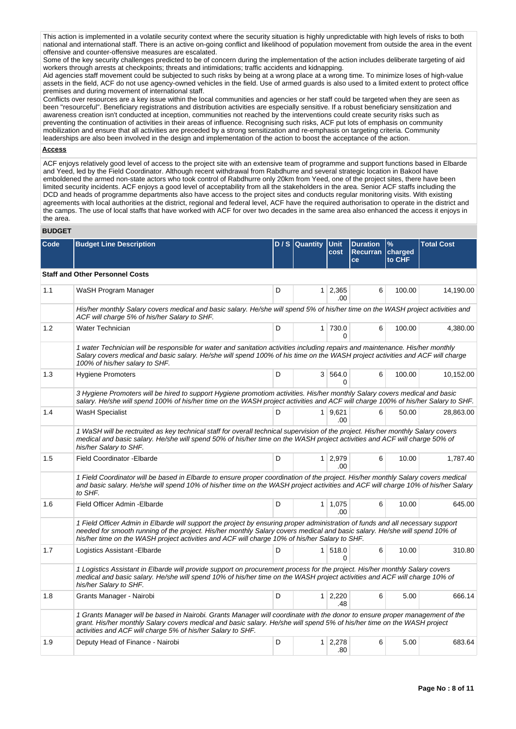This action is implemented in a volatile security context where the security situation is highly unpredictable with high levels of risks to both national and international staff. There is an active on-going conflict and likelihood of population movement from outside the area in the event offensive and counter-offensive measures are escalated.
Some of the key security challenges predicted to be of concern during the implementation of the action includes deliberate targeting of aid workers through arrests at checkpoints; threats and intimidations; traffic accidents and kidnapping.
Aid agencies staff movement could be subjected to such risks by being at a wrong place at a wrong time. To minimize loses of high-value assets in the field, ACF do not use agency-owned vehicles in the field. Use of armed guards is also used to a limited extent to protect office premises and during movement of international staff.
Conflicts over resources are a key issue within the local communities and agencies or her staff could be targeted when they are seen as been "resourceful". Beneficiary registrations and distribution activities are especially sensitive. If a robust beneficiary sensitization and awareness creation isn't conducted at inception, communities not reached by the interventions could create security risks such as preventing the continuation of activities in their areas of influence. Recognising such risks, ACF put lots of emphasis on community mobilization and ensure that all activities are preceded by a strong sensitization and re-emphasis on targeting criteria. Community leaderships are also been involved in the design and implementation of the action to boost the acceptance of the action.

**Access**

ACF enjoys relatively good level of access to the project site with an extensive team of programme and support functions based in Elbarde and Yeed, led by the Field Coordinator. Although recent withdrawal from Rabdhurre and several strategic location in Bakool have emboldened the armed non-state actors who took control of Rabdhurre only 20km from Yeed, one of the project sites, there have been limited security incidents. ACF enjoys a good level of acceptability from all the stakeholders in the area. Senior ACF staffs including the DCD and heads of programme departments also have access to the project sites and conducts regular monitoring visits. With existing agreements with local authorities at the district, regional and federal level, ACF have the required authorisation to operate in the district and the camps. The use of local staffs that have worked with ACF for over two decades in the same area also enhanced the access it enjoys in the area.

## BUDGET

| Code | Budget Line Description | D / S | Quantity | Unit cost | Duration Recurrance | % charged to CHF | Total Cost |
|---|---|---|---|---|---|---|---|
| | **Staff and Other Personnel Costs** | | | | | | |
| 1.1 | WaSH Program Manager | D | 1 | 2,365.00 | 6 | 100.00 | 14,190.00 |
| | *His/her monthly Salary covers medical and basic salary. He/she will spend 5% of his/her time on the WASH project activities and ACF will charge 5% of his/her Salary to SHF.* | | | | | | |
| 1.2 | Water Technician | D | 1 | 730.00 | 6 | 100.00 | 4,380.00 |
| | *1 water Technician will be responsible for water and sanitation activities including repairs and maintenance. His/her monthly Salary covers medical and basic salary. He/she will spend 100% of his time on the WASH project activities and ACF will charge 100% of his/her salary to SHF.* | | | | | | |
| 1.3 | Hygiene Promoters | D | 3 | 564.00 | 6 | 100.00 | 10,152.00 |
| | *3 Hygiene Promoters will be hired to support Hygiene promotiom activities. His/her monthly Salary covers medical and basic salary. He/she will spend 100% of his/her time on the WASH project activities and ACF will charge 100% of his/her Salary to SHF.* | | | | | | |
| 1.4 | WasH Specialist | D | 1 | 9,621.00 | 6 | 50.00 | 28,863.00 |
| | *1 WaSH will be rectruited as key technical staff for overall technical supervision of the project. His/her monthly Salary covers medical and basic salary. He/she will spend 50% of his/her time on the WASH project activities and ACF will charge 50% of his/her Salary to SHF.* | | | | | | |
| 1.5 | Field Coordinator -Elbarde | D | 1 | 2,979.00 | 6 | 10.00 | 1,787.40 |
| | *1 Field Coordinator will be based in Elbarde to ensure proper coordination of the project. His/her monthly Salary covers medical and basic salary. He/she will spend 10% of his/her time on the WASH project activities and ACF will charge 10% of his/her Salary to SHF.* | | | | | | |
| 1.6 | Field Officer Admin -Elbarde | D | 1 | 1,075.00 | 6 | 10.00 | 645.00 |
| | *1 Field Officer Admin in Elbarde will support the project by ensuring proper administration of funds and all necessary support needed for smooth running of the project. His/her monthly Salary covers medical and basic salary. He/she will spend 10% of his/her time on the WASH project activities and ACF will charge 10% of his/her Salary to SHF.* | | | | | | |
| 1.7 | Logistics Assistant -Elbarde | D | 1 | 518.00 | 6 | 10.00 | 310.80 |
| | *1 Logistics Assistant in Elbarde will provide support on procurement process for the project. His/her monthly Salary covers medical and basic salary. He/she will spend 10% of his/her time on the WASH project activities and ACF will charge 10% of his/her Salary to SHF.* | | | | | | |
| 1.8 | Grants Manager - Nairobi | D | 1 | 2,220.48 | 6 | 5.00 | 666.14 |
| | *1 Grants Manager will be based in Nairobi. Grants Manager will coordinate with the donor to ensure proper management of the grant. His/her monthly Salary covers medical and basic salary. He/she will spend 5% of his/her time on the WASH project activities and ACF will charge 5% of his/her Salary to SHF.* | | | | | | |
| 1.9 | Deputy Head of Finance - Nairobi | D | 1 | 2,278.80 | 6 | 5.00 | 683.64 |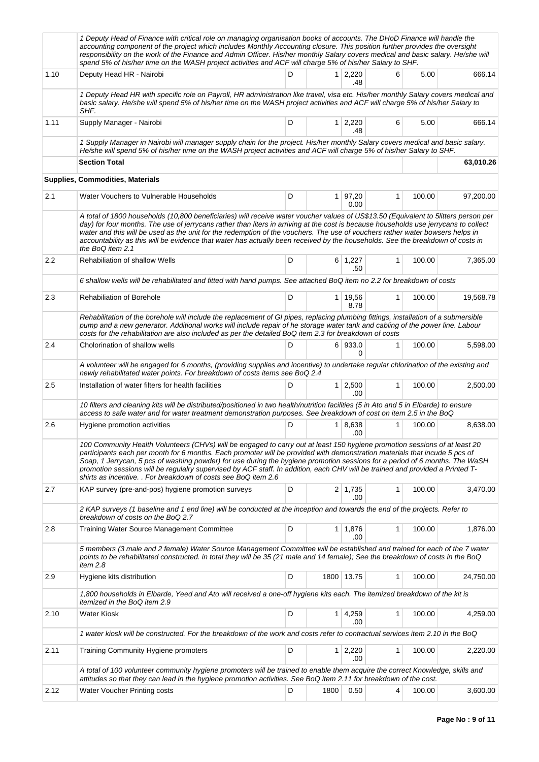| | | | | | | | |
|---|---|---|---|---|---|---|---|
| | *1 Deputy Head of Finance with critical role on managing organisation books of accounts. The DHoD Finance will handle the accounting component of the project which includes Monthly Accounting closure. This position further provides the oversight responsibility on the work of the Finance and Admin Officer. His/her monthly Salary covers medical and basic salary. He/she will spend 5% of his/her time on the WASH project activities and ACF will charge 5% of his/her Salary to SHF.* | | | | | | |
| 1.10 | Deputy Head HR - Nairobi | D | 1 | 2,220.48 | 6 | 5.00 | 666.14 |
| | *1 Deputy Head HR with specific role on Payroll, HR administration like travel, visa etc. His/her monthly Salary covers medical and basic salary. He/she will spend 5% of his/her time on the WASH project activities and ACF will charge 5% of his/her Salary to SHF.* | | | | | | |
| 1.11 | Supply Manager - Nairobi | D | 1 | 2,220.48 | 6 | 5.00 | 666.14 |
| | *1 Supply Manager in Nairobi will manager supply chain for the project. His/her monthly Salary covers medical and basic salary. He/she will spend 5% of his/her time on the WASH project activities and ACF will charge 5% of his/her Salary to SHF.* | | | | | | |
| | **Section Total** | | | | | | **63,010.26** |
| | **Supplies, Commodities, Materials** | | | | | | |
| 2.1 | Water Vouchers to Vulnerable Households | D | 1 | 97,200.00 | 1 | 100.00 | 97,200.00 |
| | *A total of 1800 households (10,800 beneficiaries) will receive water voucher values of US$13.50 (Equivalent to 5litters person per day) for four months. The use of jerrycans rather than liters in arriving at the cost is because households use jerrycans to collect water and this will be used as the unit for the redemption of the vouchers. The use of vouchers rather water bowsers helps in accountability as this will be evidence that water has actually been received by the households. See the breakdown of costs in the BoQ item 2.1* | | | | | | |
| 2.2 | Rehabiliation of shallow Wells | D | 6 | 1,227.50 | 1 | 100.00 | 7,365.00 |
| | *6 shallow wells will be rehabilitated and fitted with hand pumps. See attached BoQ item no 2.2 for breakdown of costs* | | | | | | |
| 2.3 | Rehabiliation of Borehole | D | 1 | 19,568.78 | 1 | 100.00 | 19,568.78 |
| | *Rehabilitation of the borehole will include the replacement of GI pipes, replacing plumbing fittings, installation of a submersible pump and a new generator. Additional works will include repair of he storage water tank and cabling of the power line. Labour costs for the rehabilitation are also included as per the detailed BoQ item 2.3 for breakdown of costs* | | | | | | |
| 2.4 | Cholorination of shallow wells | D | 6 | 933.00 | 1 | 100.00 | 5,598.00 |
| | *A volunteer will be engaged for 6 months, (providing supplies and incentive) to undertake regular chlorination of the existing and newly rehabilitated water points. For breakdown of costs items see BoQ 2.4* | | | | | | |
| 2.5 | Installation of water filters for health facilities | D | 1 | 2,500.00 | 1 | 100.00 | 2,500.00 |
| | *10 filters and cleaning kits will be distributed/positioned in two health/nutrition facilities (5 in Ato and 5 in Elbarde) to ensure access to safe water and for water treatment demonstration purposes. See breakdown of cost on item 2.5 in the BoQ* | | | | | | |
| 2.6 | Hygiene promotion activities | D | 1 | 8,638.00 | 1 | 100.00 | 8,638.00 |
| | *100 Community Health Volunteers (CHVs) will be engaged to carry out at least 150 hygiene promotion sessions of at least 20 participants each per month for 6 months. Each promoter will be provided with demonstration materials that incude 5 pcs of Soap, 1 Jerrycan, 5 pcs of washing powder) for use during the hygiene promotion sessions for a period of 6 months. The WaSH promotion sessions will be regulalry supervised by ACF staff. In addition, each CHV will be trained and provided a Printed T-shirts as incentive. . For breakdown of costs see BoQ item 2.6* | | | | | | |
| 2.7 | KAP survey (pre-and-pos) hygiene promotion surveys | D | 2 | 1,735.00 | 1 | 100.00 | 3,470.00 |
| | *2 KAP surveys (1 baseline and 1 end line) will be conducted at the inception and towards the end of the projects. Refer to breakdown of costs on the BoQ 2.7* | | | | | | |
| 2.8 | Training Water Source Management Committee | D | 1 | 1,876.00 | 1 | 100.00 | 1,876.00 |
| | *5 members (3 male and 2 female) Water Source Management Committee will be established and trained for each of the 7 water points to be rehabilitated constructed. in total they will be 35 (21 male and 14 female); See the breakdown of costs in the BoQ item 2.8* | | | | | | |
| 2.9 | Hygiene kits distribution | D | 1800 | 13.75 | 1 | 100.00 | 24,750.00 |
| | *1,800 households in Elbarde, Yeed and Ato will received a one-off hygiene kits each. The itemized breakdown of the kit is itemized in the BoQ item 2.9* | | | | | | |
| 2.10 | Water Kiosk | D | 1 | 4,259.00 | 1 | 100.00 | 4,259.00 |
| | *1 water kiosk will be constructed. For the breakdown of the work and costs refer to contractual services item 2.10 in the BoQ* | | | | | | |
| 2.11 | Training Community Hygiene promoters | D | 1 | 2,220.00 | 1 | 100.00 | 2,220.00 |
| | *A total of 100 volunteer community hygiene promoters will be trained to enable them acquire the correct Knowledge, skills and attitudes so that they can lead in the hygiene promotion activities. See BoQ item 2.11 for breakdown of the cost.* | | | | | | |
| 2.12 | Water Voucher Printing costs | D | 1800 | 0.50 | 4 | 100.00 | 3,600.00 |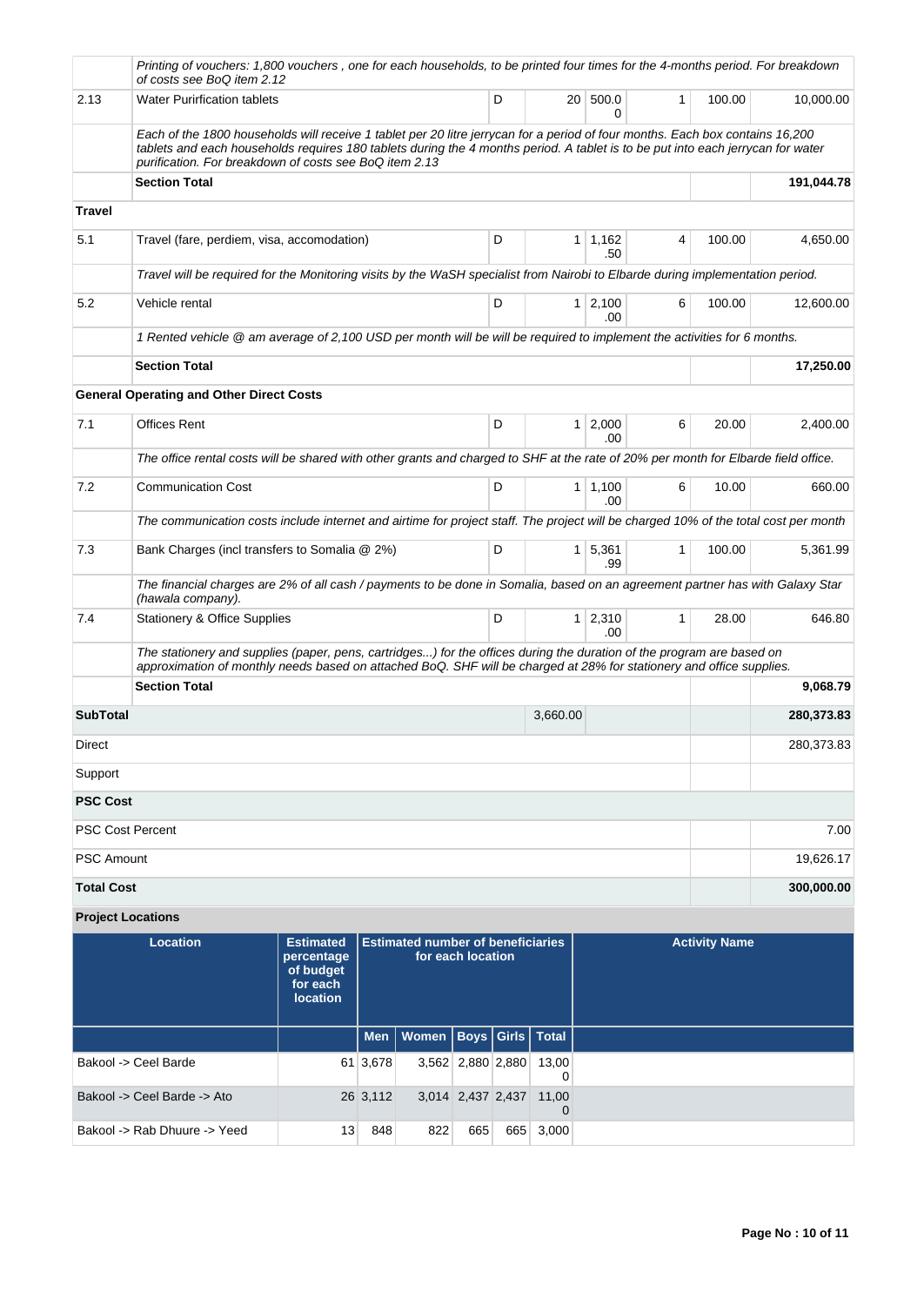| | | | | | | | |
|---|---|---|---|---|---|---|---|
| | *Printing of vouchers: 1,800 vouchers , one for each households, to be printed four times for the 4-months period. For breakdown of costs see BoQ item 2.12* | | | | | | |
| 2.13 | Water Purirfication tablets | D | 20 | 500.00 | 1 | 100.00 | 10,000.00 |
| | *Each of the 1800 households will receive 1 tablet per 20 litre jerrycan for a period of four months. Each box contains 16,200 tablets and each households requires 180 tablets during the 4 months period. A tablet is to be put into each jerrycan for water purification. For breakdown of costs see BoQ item 2.13* | | | | | | |
| | **Section Total** | | | | | | **191,044.78** |
| **Travel** | | | | | | | |
| 5.1 | Travel (fare, perdiem, visa, accomodation) | D | 1 | 1,162.50 | 4 | 100.00 | 4,650.00 |
| | *Travel will be required for the Monitoring visits by the WaSH specialist from Nairobi to Elbarde during implementation period.* | | | | | | |
| 5.2 | Vehicle rental | D | 1 | 2,100.00 | 6 | 100.00 | 12,600.00 |
| | *1 Rented vehicle @ am average of 2,100 USD per month will be will be required to implement the activities for 6 months.* | | | | | | |
| | **Section Total** | | | | | | **17,250.00** |
| **General Operating and Other Direct Costs** | | | | | | | |
| 7.1 | Offices Rent | D | 1 | 2,000.00 | 6 | 20.00 | 2,400.00 |
| | *The office rental costs will be shared with other grants and charged to SHF at the rate of 20% per month for Elbarde field office.* | | | | | | |
| 7.2 | Communication Cost | D | 1 | 1,100.00 | 6 | 10.00 | 660.00 |
| | *The communication costs include internet and airtime for project staff. The project will be charged 10% of the total cost per month* | | | | | | |
| 7.3 | Bank Charges (incl transfers to Somalia @ 2%) | D | 1 | 5,361.99 | 1 | 100.00 | 5,361.99 |
| | *The financial charges are 2% of all cash / payments to be done in Somalia, based on an agreement partner has with Galaxy Star (hawala company).* | | | | | | |
| 7.4 | Stationery & Office Supplies | D | 1 | 2,310.00 | 1 | 28.00 | 646.80 |
| | *The stationery and supplies (paper, pens, cartridges...) for the offices during the duration of the program are based on approximation of monthly needs based on attached BoQ. SHF will be charged at 28% for stationery and office supplies.* | | | | | | |
| | **Section Total** | | | | | | **9,068.79** |
| **SubTotal** | | | 3,660.00 | | | | **280,373.83** |
| Direct | | | | | | | 280,373.83 |
| Support | | | | | | | |
| **PSC Cost** | | | | | | | |
| PSC Cost Percent | | | | | | | 7.00 |
| PSC Amount | | | | | | | 19,626.17 |
| **Total Cost** | | | | | | | **300,000.00** |

**Project Locations**

| Location | Estimated percentage of budget for each location | Estimated number of beneficiaries for each location | | | | | Activity Name |
|---|---|---|---|---|---|---|---|
| | | Men | Women | Boys | Girls | Total | |
| Bakool -> Ceel Barde | 61 | 3,678 | 3,562 | 2,880 | 2,880 | 13,000 | |
| Bakool -> Ceel Barde -> Ato | 26 | 3,112 | 3,014 | 2,437 | 2,437 | 11,000 | |
| Bakool -> Rab Dhuure -> Yeed | 13 | 848 | 822 | 665 | 665 | 3,000 | |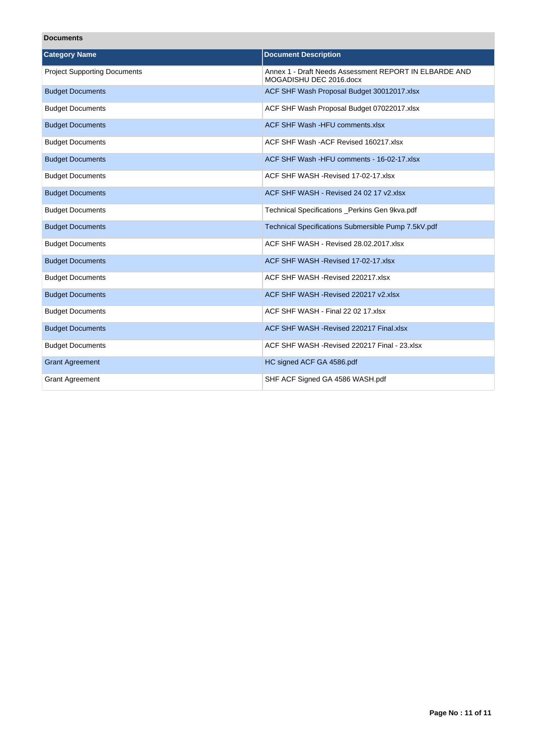**Documents**

| Category Name | Document Description |
| --- | --- |
| Project Supporting Documents | Annex 1 - Draft Needs Assessment REPORT IN ELBARDE AND MOGADISHU DEC 2016.docx |
| Budget Documents | ACF SHF Wash Proposal Budget 30012017.xlsx |
| Budget Documents | ACF SHF Wash Proposal Budget 07022017.xlsx |
| Budget Documents | ACF SHF Wash -HFU comments.xlsx |
| Budget Documents | ACF SHF Wash -ACF Revised 160217.xlsx |
| Budget Documents | ACF SHF Wash -HFU comments - 16-02-17.xlsx |
| Budget Documents | ACF SHF WASH -Revised 17-02-17.xlsx |
| Budget Documents | ACF SHF WASH - Revised 24 02 17 v2.xlsx |
| Budget Documents | Technical Specifications _Perkins Gen 9kva.pdf |
| Budget Documents | Technical Specifications Submersible Pump 7.5kV.pdf |
| Budget Documents | ACF SHF WASH - Revised 28.02.2017.xlsx |
| Budget Documents | ACF SHF WASH -Revised 17-02-17.xlsx |
| Budget Documents | ACF SHF WASH -Revised 220217.xlsx |
| Budget Documents | ACF SHF WASH -Revised 220217 v2.xlsx |
| Budget Documents | ACF SHF WASH - Final 22 02 17.xlsx |
| Budget Documents | ACF SHF WASH -Revised 220217 Final.xlsx |
| Budget Documents | ACF SHF WASH -Revised 220217 Final - 23.xlsx |
| Grant Agreement | HC signed ACF GA 4586.pdf |
| Grant Agreement | SHF ACF Signed GA 4586 WASH.pdf |